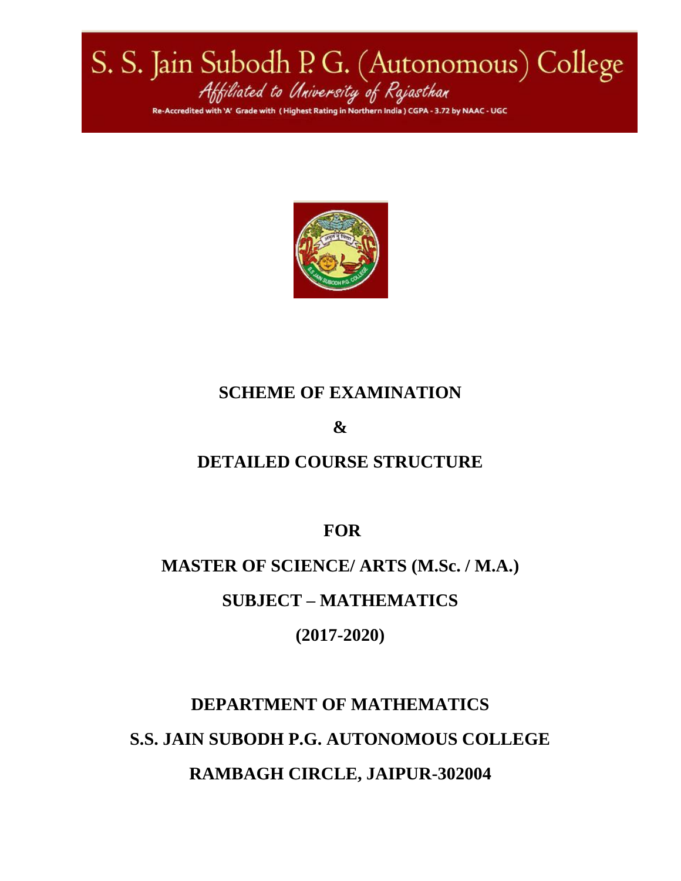# S. S. Jain Subodh P. G. (Autonomous) College

*Affiliated to University of Rajasthan*

Re-Accredited with 'A' Grade with (Highest Rating in Northern India) CGPA - 3.72 by NAAC - UGC

## SCHEME OF EXAMINATION

## &

## DETAILED COURSE STRUCTURE

## FOR

## MASTER OF SCIENCE/ ARTS (M.Sc. / M.A.)

## SUBJECT – MATHEMATICS

## (2017-2020)

## DEPARTMENT OF MATHEMATICS

## S.S. JAIN SUBODH P.G. AUTONOMOUS COLLEGE

## RAMBAGH CIRCLE, JAIPUR-302004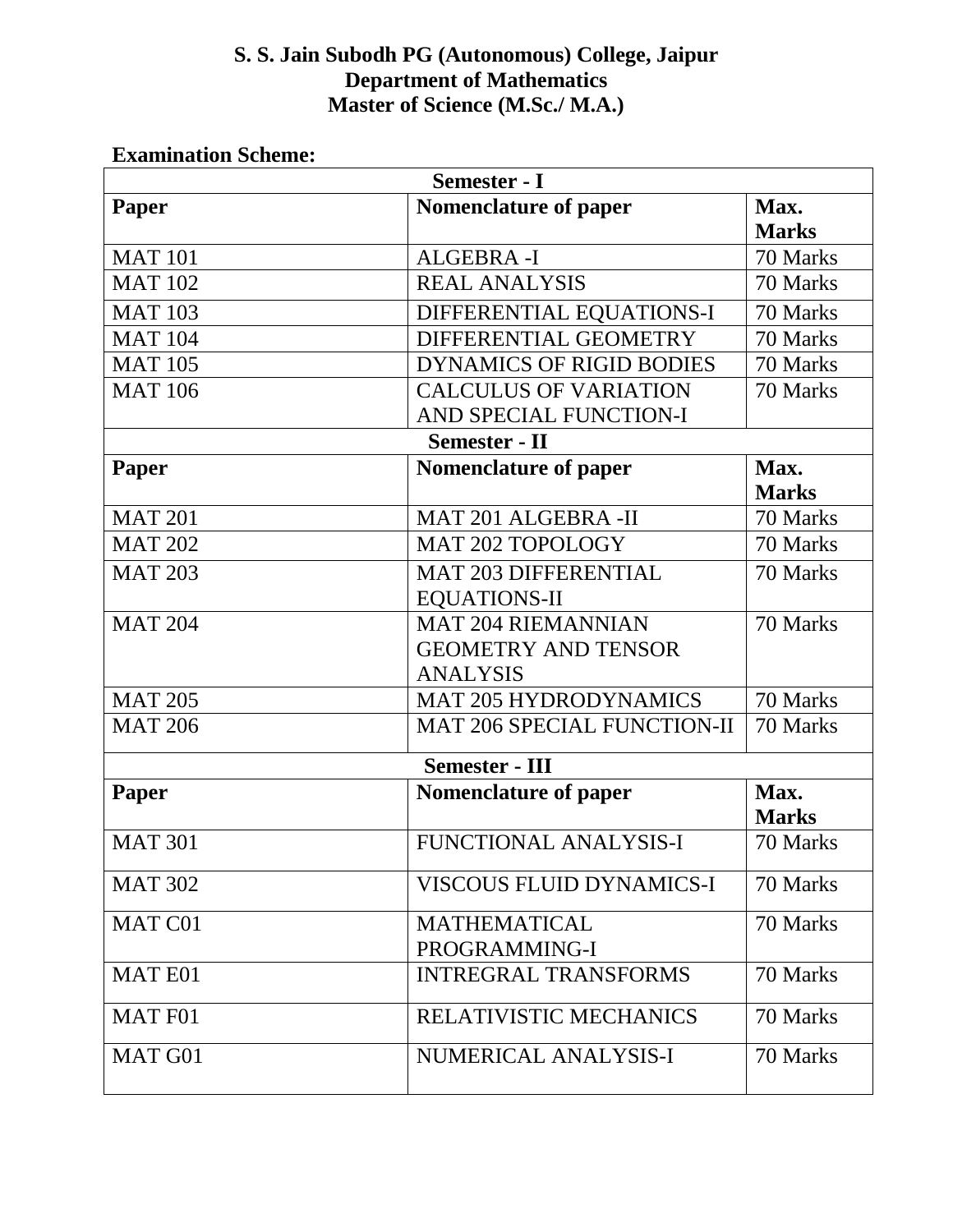**S. S. Jain Subodh PG (Autonomous) College, Jaipur**
**Department of Mathematics**
**Master of Science (M.Sc./ M.A.)**

**Examination Scheme:**

| Semester - I | | |
|---|---|---|
| **Paper** | **Nomenclature of paper** | **Max. Marks** |
| MAT 101 | ALGEBRA -I | 70 Marks |
| MAT 102 | REAL ANALYSIS | 70 Marks |
| MAT 103 | DIFFERENTIAL EQUATIONS-I | 70 Marks |
| MAT 104 | DIFFERENTIAL GEOMETRY | 70 Marks |
| MAT 105 | DYNAMICS OF RIGID BODIES | 70 Marks |
| MAT 106 | CALCULUS OF VARIATION AND SPECIAL FUNCTION-I | 70 Marks |
| **Semester - II** | | |
| **Paper** | **Nomenclature of paper** | **Max. Marks** |
| MAT 201 | MAT 201 ALGEBRA -II | 70 Marks |
| MAT 202 | MAT 202 TOPOLOGY | 70 Marks |
| MAT 203 | MAT 203 DIFFERENTIAL EQUATIONS-II | 70 Marks |
| MAT 204 | MAT 204 RIEMANNIAN GEOMETRY AND TENSOR ANALYSIS | 70 Marks |
| MAT 205 | MAT 205 HYDRODYNAMICS | 70 Marks |
| MAT 206 | MAT 206 SPECIAL FUNCTION-II | 70 Marks |
| **Semester - III** | | |
| **Paper** | **Nomenclature of paper** | **Max. Marks** |
| MAT 301 | FUNCTIONAL ANALYSIS-I | 70 Marks |
| MAT 302 | VISCOUS FLUID DYNAMICS-I | 70 Marks |
| MAT C01 | MATHEMATICAL PROGRAMMING-I | 70 Marks |
| MAT E01 | INTREGRAL TRANSFORMS | 70 Marks |
| MAT F01 | RELATIVISTIC MECHANICS | 70 Marks |
| MAT G01 | NUMERICAL ANALYSIS-I | 70 Marks |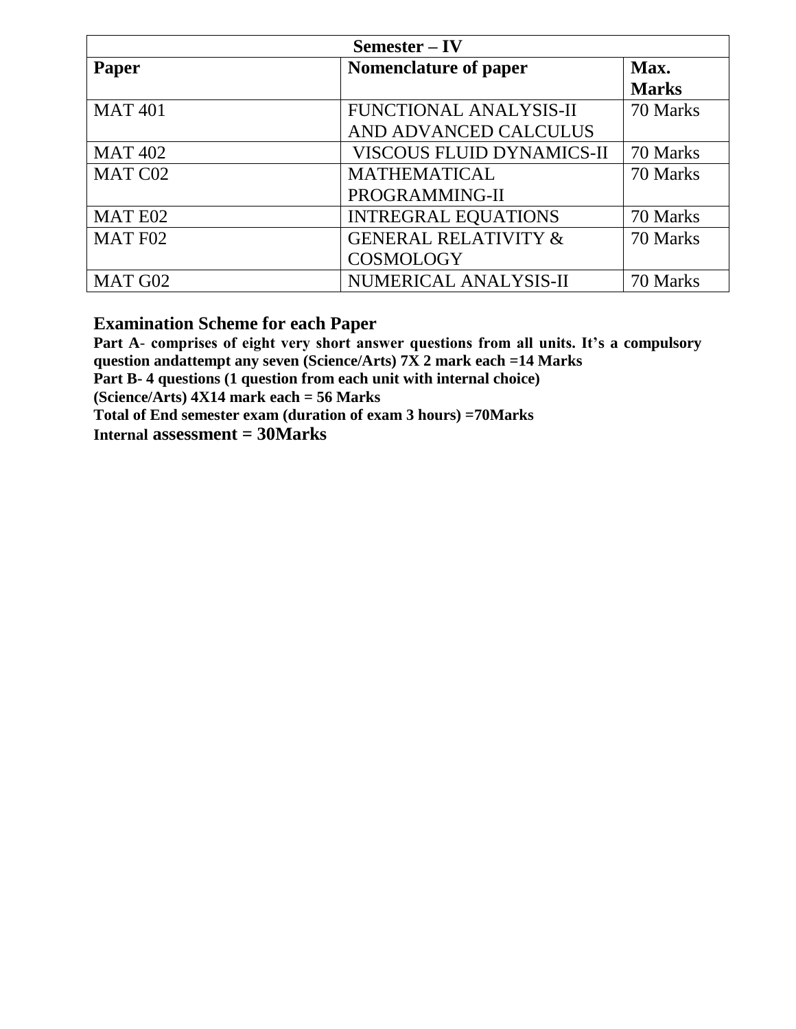| Semester – IV | | |
|---|---|---|
| **Paper** | **Nomenclature of paper** | **Max. Marks** |
| MAT 401 | FUNCTIONAL ANALYSIS-II AND ADVANCED CALCULUS | 70 Marks |
| MAT 402 | VISCOUS FLUID DYNAMICS-II | 70 Marks |
| MAT C02 | MATHEMATICAL PROGRAMMING-II | 70 Marks |
| MAT E02 | INTREGRAL EQUATIONS | 70 Marks |
| MAT F02 | GENERAL RELATIVITY & COSMOLOGY | 70 Marks |
| MAT G02 | NUMERICAL ANALYSIS-II | 70 Marks |

## Examination Scheme for each Paper

**Part A- comprises of eight very short answer questions from all units. It's a compulsory question andattempt any seven (Science/Arts) 7X 2 mark each =14 Marks**

**Part B- 4 questions (1 question from each unit with internal choice)**

**(Science/Arts) 4X14 mark each = 56 Marks**

**Total of End semester exam (duration of exam 3 hours) =70Marks**

**Internal assessment = 30Marks**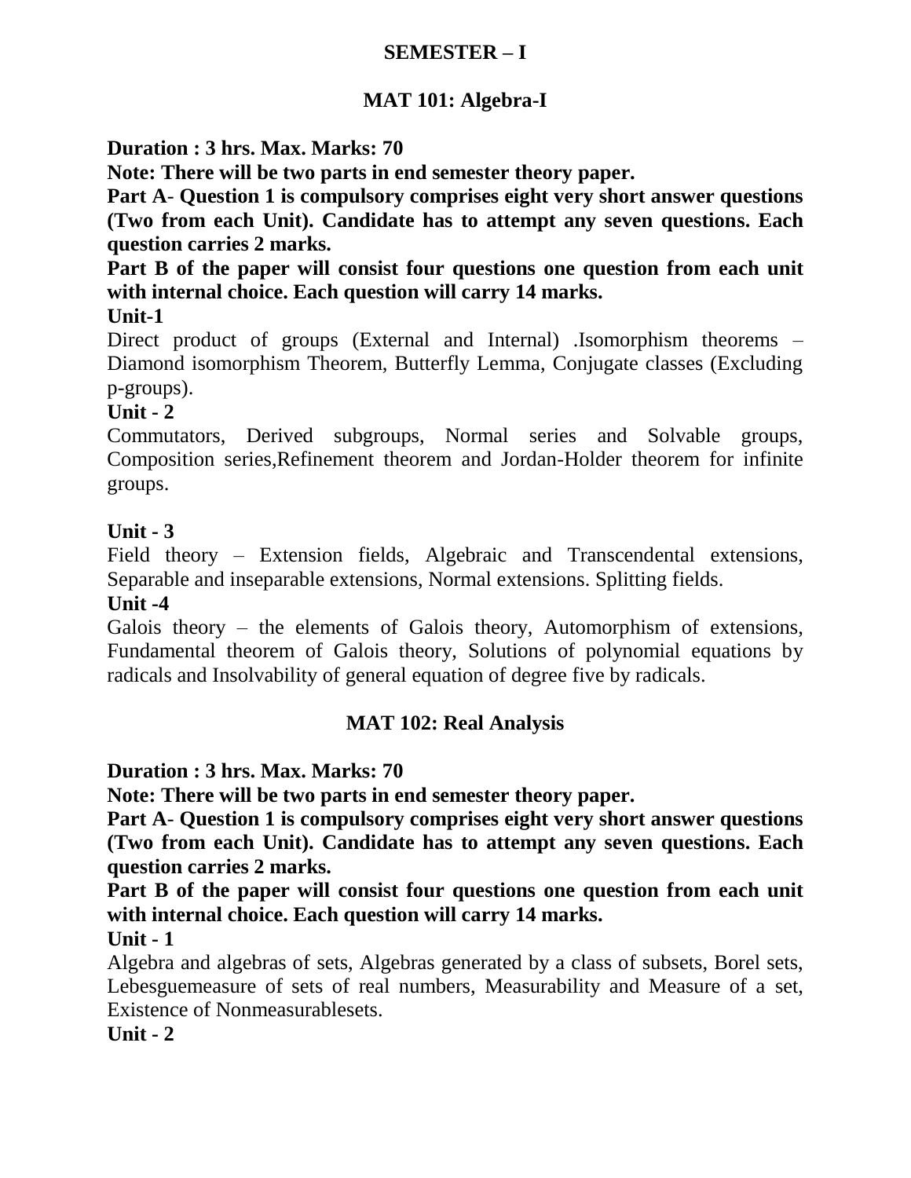# SEMESTER – I

## MAT 101: Algebra-I

**Duration : 3 hrs. Max. Marks: 70**

**Note: There will be two parts in end semester theory paper.**

**Part A- Question 1 is compulsory comprises eight very short answer questions (Two from each Unit). Candidate has to attempt any seven questions. Each question carries 2 marks.**

**Part B of the paper will consist four questions one question from each unit with internal choice. Each question will carry 14 marks.**

**Unit-1**

Direct product of groups (External and Internal) .Isomorphism theorems – Diamond isomorphism Theorem, Butterfly Lemma, Conjugate classes (Excluding p-groups).

**Unit - 2**

Commutators, Derived subgroups, Normal series and Solvable groups, Composition series,Refinement theorem and Jordan-Holder theorem for infinite groups.

**Unit - 3**

Field theory – Extension fields, Algebraic and Transcendental extensions, Separable and inseparable extensions, Normal extensions. Splitting fields.

**Unit -4**

Galois theory – the elements of Galois theory, Automorphism of extensions, Fundamental theorem of Galois theory, Solutions of polynomial equations by radicals and Insolvability of general equation of degree five by radicals.

## MAT 102: Real Analysis

**Duration : 3 hrs. Max. Marks: 70**

**Note: There will be two parts in end semester theory paper.**

**Part A- Question 1 is compulsory comprises eight very short answer questions (Two from each Unit). Candidate has to attempt any seven questions. Each question carries 2 marks.**

**Part B of the paper will consist four questions one question from each unit with internal choice. Each question will carry 14 marks.**

**Unit - 1**

Algebra and algebras of sets, Algebras generated by a class of subsets, Borel sets, Lebesguemeasure of sets of real numbers, Measurability and Measure of a set, Existence of Nonmeasurablesets.

**Unit - 2**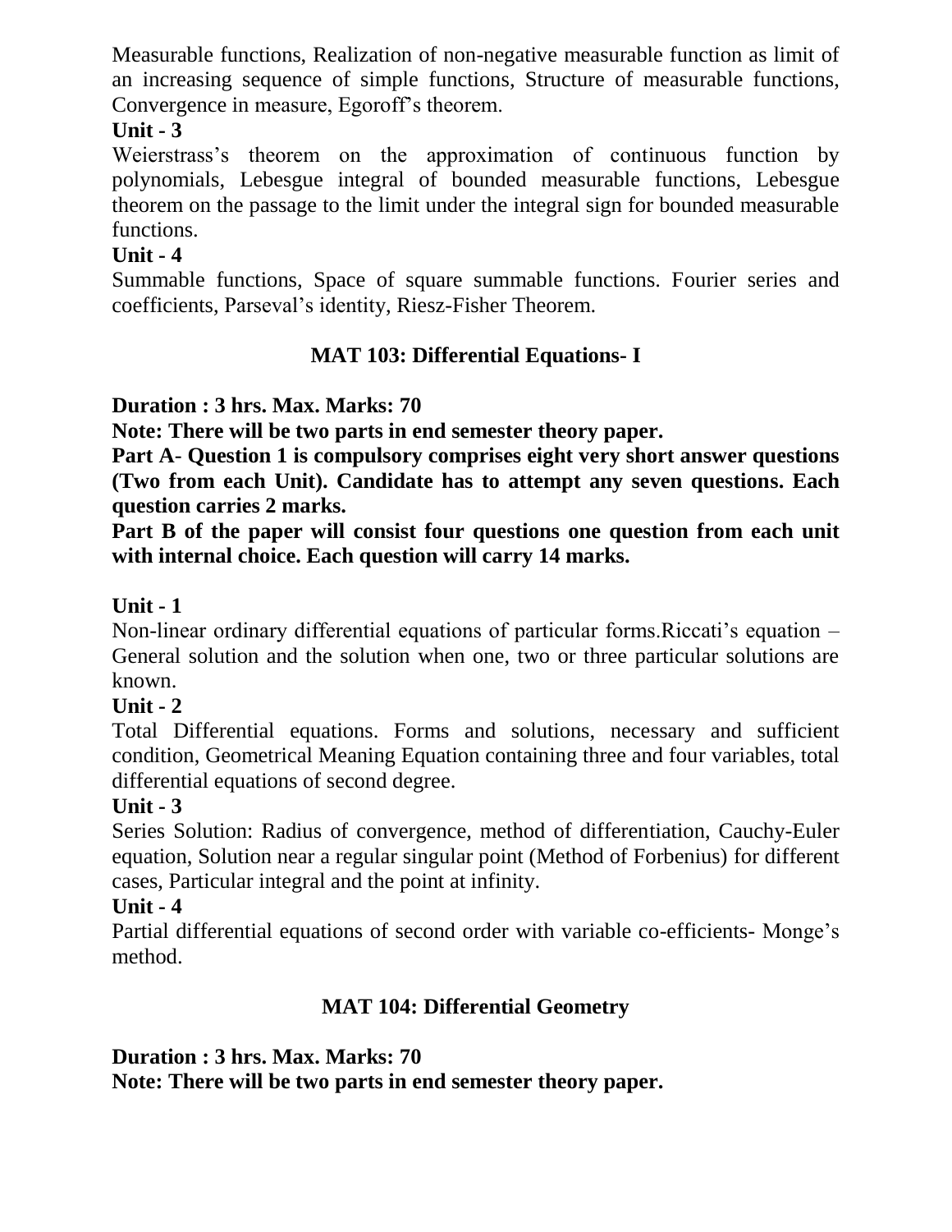Measurable functions, Realization of non-negative measurable function as limit of an increasing sequence of simple functions, Structure of measurable functions, Convergence in measure, Egoroff's theorem.

**Unit - 3**

Weierstrass's theorem on the approximation of continuous function by polynomials, Lebesgue integral of bounded measurable functions, Lebesgue theorem on the passage to the limit under the integral sign for bounded measurable functions.

**Unit - 4**

Summable functions, Space of square summable functions. Fourier series and coefficients, Parseval's identity, Riesz-Fisher Theorem.

## MAT 103: Differential Equations- I

**Duration : 3 hrs. Max. Marks: 70**

**Note: There will be two parts in end semester theory paper.**

**Part A- Question 1 is compulsory comprises eight very short answer questions (Two from each Unit). Candidate has to attempt any seven questions. Each question carries 2 marks.**

**Part B of the paper will consist four questions one question from each unit with internal choice. Each question will carry 14 marks.**

**Unit - 1**

Non-linear ordinary differential equations of particular forms.Riccati's equation – General solution and the solution when one, two or three particular solutions are known.

**Unit - 2**

Total Differential equations. Forms and solutions, necessary and sufficient condition, Geometrical Meaning Equation containing three and four variables, total differential equations of second degree.

**Unit - 3**

Series Solution: Radius of convergence, method of differentiation, Cauchy-Euler equation, Solution near a regular singular point (Method of Forbenius) for different cases, Particular integral and the point at infinity.

**Unit - 4**

Partial differential equations of second order with variable co-efficients- Monge's method.

## MAT 104: Differential Geometry

**Duration : 3 hrs. Max. Marks: 70**

**Note: There will be two parts in end semester theory paper.**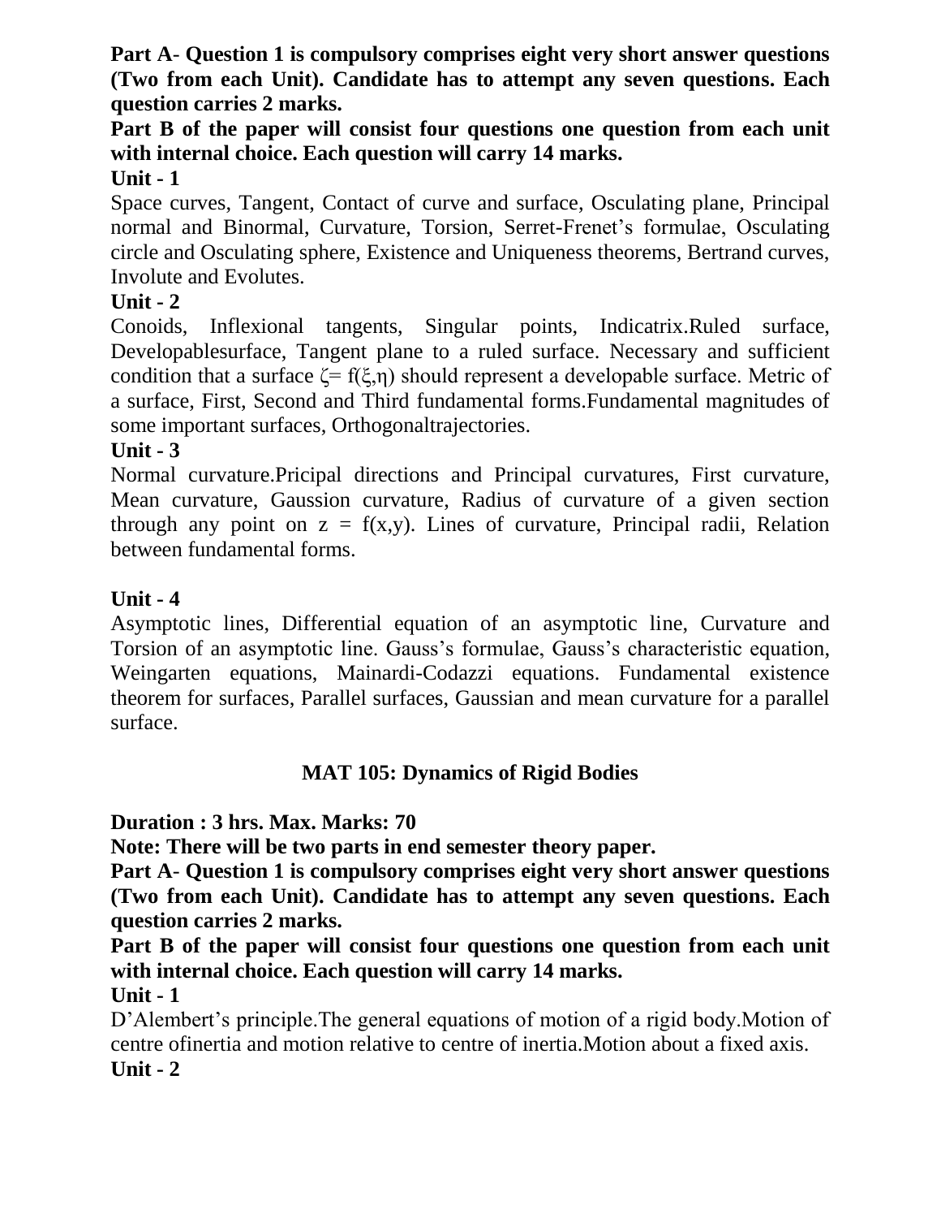**Part A- Question 1 is compulsory comprises eight very short answer questions (Two from each Unit). Candidate has to attempt any seven questions. Each question carries 2 marks.**

**Part B of the paper will consist four questions one question from each unit with internal choice. Each question will carry 14 marks.**

**Unit - 1**

Space curves, Tangent, Contact of curve and surface, Osculating plane, Principal normal and Binormal, Curvature, Torsion, Serret-Frenet's formulae, Osculating circle and Osculating sphere, Existence and Uniqueness theorems, Bertrand curves, Involute and Evolutes.

**Unit - 2**

Conoids, Inflexional tangents, Singular points, Indicatrix.Ruled surface, Developablesurface, Tangent plane to a ruled surface. Necessary and sufficient condition that a surface $\zeta = f(\xi,\eta)$ should represent a developable surface. Metric of a surface, First, Second and Third fundamental forms.Fundamental magnitudes of some important surfaces, Orthogonaltrajectories.

**Unit - 3**

Normal curvature.Pricipal directions and Principal curvatures, First curvature, Mean curvature, Gaussion curvature, Radius of curvature of a given section through any point on $z = f(x,y)$. Lines of curvature, Principal radii, Relation between fundamental forms.

**Unit - 4**

Asymptotic lines, Differential equation of an asymptotic line, Curvature and Torsion of an asymptotic line. Gauss's formulae, Gauss's characteristic equation, Weingarten equations, Mainardi-Codazzi equations. Fundamental existence theorem for surfaces, Parallel surfaces, Gaussian and mean curvature for a parallel surface.

## MAT 105: Dynamics of Rigid Bodies

**Duration : 3 hrs. Max. Marks: 70**

**Note: There will be two parts in end semester theory paper.**

**Part A- Question 1 is compulsory comprises eight very short answer questions (Two from each Unit). Candidate has to attempt any seven questions. Each question carries 2 marks.**

**Part B of the paper will consist four questions one question from each unit with internal choice. Each question will carry 14 marks.**

**Unit - 1**

D'Alembert's principle.The general equations of motion of a rigid body.Motion of centre ofinertia and motion relative to centre of inertia.Motion about a fixed axis.

**Unit - 2**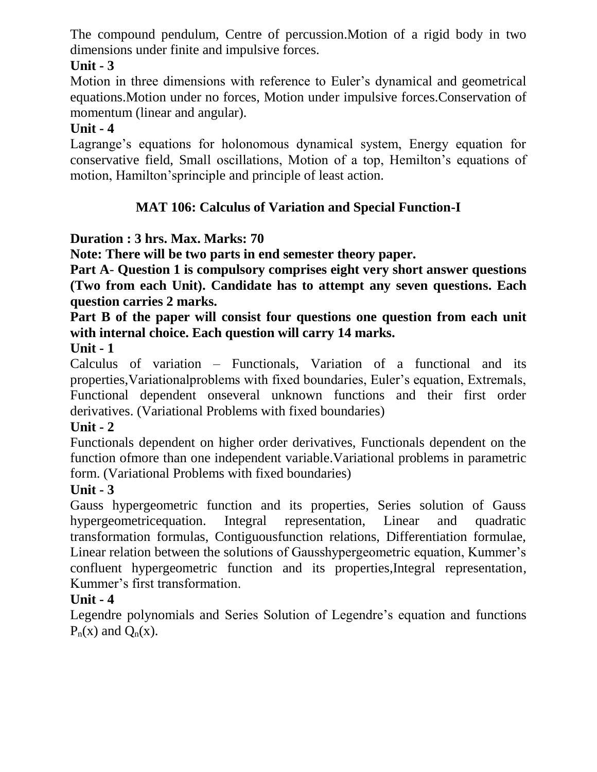The compound pendulum, Centre of percussion.Motion of a rigid body in two dimensions under finite and impulsive forces.

**Unit - 3**

Motion in three dimensions with reference to Euler's dynamical and geometrical equations.Motion under no forces, Motion under impulsive forces.Conservation of momentum (linear and angular).

**Unit - 4**

Lagrange's equations for holonomous dynamical system, Energy equation for conservative field, Small oscillations, Motion of a top, Hemilton's equations of motion, Hamilton'sprinciple and principle of least action.

## MAT 106: Calculus of Variation and Special Function-I

**Duration : 3 hrs. Max. Marks: 70**

**Note: There will be two parts in end semester theory paper.**

**Part A- Question 1 is compulsory comprises eight very short answer questions (Two from each Unit). Candidate has to attempt any seven questions. Each question carries 2 marks.**

**Part B of the paper will consist four questions one question from each unit with internal choice. Each question will carry 14 marks.**

**Unit - 1**

Calculus of variation – Functionals, Variation of a functional and its properties,Variationalproblems with fixed boundaries, Euler's equation, Extremals, Functional dependent onseveral unknown functions and their first order derivatives. (Variational Problems with fixed boundaries)

**Unit - 2**

Functionals dependent on higher order derivatives, Functionals dependent on the function ofmore than one independent variable.Variational problems in parametric form. (Variational Problems with fixed boundaries)

**Unit - 3**

Gauss hypergeometric function and its properties, Series solution of Gauss hypergeometricequation. Integral representation, Linear and quadratic transformation formulas, Contiguousfunction relations, Differentiation formulae, Linear relation between the solutions of Gausshypergeometric equation, Kummer's confluent hypergeometric function and its properties,Integral representation, Kummer's first transformation.

**Unit - 4**

Legendre polynomials and Series Solution of Legendre's equation and functions $P_n(x)$ and $Q_n(x)$.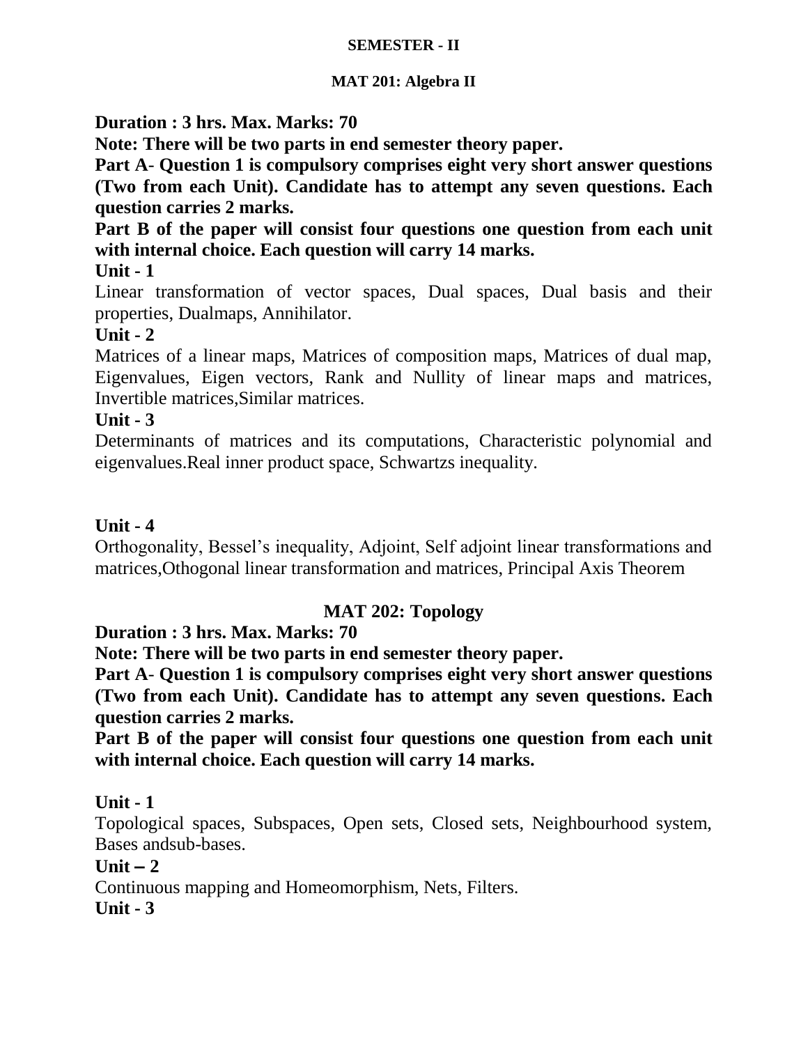**SEMESTER - II**

**MAT 201: Algebra II**

**Duration : 3 hrs. Max. Marks: 70**

**Note: There will be two parts in end semester theory paper.**

**Part A- Question 1 is compulsory comprises eight very short answer questions (Two from each Unit). Candidate has to attempt any seven questions. Each question carries 2 marks.**

**Part B of the paper will consist four questions one question from each unit with internal choice. Each question will carry 14 marks.**

**Unit - 1**

Linear transformation of vector spaces, Dual spaces, Dual basis and their properties, Dualmaps, Annihilator.

**Unit - 2**

Matrices of a linear maps, Matrices of composition maps, Matrices of dual map, Eigenvalues, Eigen vectors, Rank and Nullity of linear maps and matrices, Invertible matrices,Similar matrices.

**Unit - 3**

Determinants of matrices and its computations, Characteristic polynomial and eigenvalues.Real inner product space, Schwartzs inequality.

**Unit - 4**

Orthogonality, Bessel's inequality, Adjoint, Self adjoint linear transformations and matrices,Othogonal linear transformation and matrices, Principal Axis Theorem

**MAT 202: Topology**

**Duration : 3 hrs. Max. Marks: 70**

**Note: There will be two parts in end semester theory paper.**

**Part A- Question 1 is compulsory comprises eight very short answer questions (Two from each Unit). Candidate has to attempt any seven questions. Each question carries 2 marks.**

**Part B of the paper will consist four questions one question from each unit with internal choice. Each question will carry 14 marks.**

**Unit - 1**

Topological spaces, Subspaces, Open sets, Closed sets, Neighbourhood system, Bases andsub-bases.

**Unit – 2**

Continuous mapping and Homeomorphism, Nets, Filters.

**Unit - 3**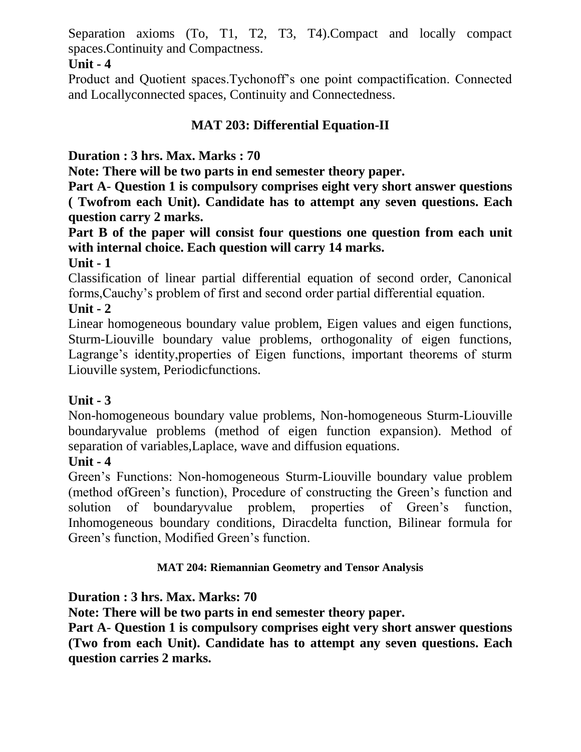Separation axioms (To, T1, T2, T3, T4).Compact and locally compact spaces.Continuity and Compactness.

**Unit - 4**

Product and Quotient spaces.Tychonoff's one point compactification. Connected and Locallyconnected spaces, Continuity and Connectedness.

## MAT 203: Differential Equation-II

**Duration : 3 hrs. Max. Marks : 70**

**Note: There will be two parts in end semester theory paper.**

**Part A- Question 1 is compulsory comprises eight very short answer questions ( Twofrom each Unit). Candidate has to attempt any seven questions. Each question carry 2 marks.**

**Part B of the paper will consist four questions one question from each unit with internal choice. Each question will carry 14 marks.**

**Unit - 1**

Classification of linear partial differential equation of second order, Canonical forms,Cauchy's problem of first and second order partial differential equation.

**Unit - 2**

Linear homogeneous boundary value problem, Eigen values and eigen functions, Sturm-Liouville boundary value problems, orthogonality of eigen functions, Lagrange's identity,properties of Eigen functions, important theorems of sturm Liouville system, Periodicfunctions.

**Unit - 3**

Non-homogeneous boundary value problems, Non-homogeneous Sturm-Liouville boundaryvalue problems (method of eigen function expansion). Method of separation of variables,Laplace, wave and diffusion equations.

**Unit - 4**

Green's Functions: Non-homogeneous Sturm-Liouville boundary value problem (method ofGreen's function), Procedure of constructing the Green's function and solution of boundaryvalue problem, properties of Green's function, Inhomogeneous boundary conditions, Diracdelta function, Bilinear formula for Green's function, Modified Green's function.

## MAT 204: Riemannian Geometry and Tensor Analysis

**Duration : 3 hrs. Max. Marks: 70**

**Note: There will be two parts in end semester theory paper.**

**Part A- Question 1 is compulsory comprises eight very short answer questions (Two from each Unit). Candidate has to attempt any seven questions. Each question carries 2 marks.**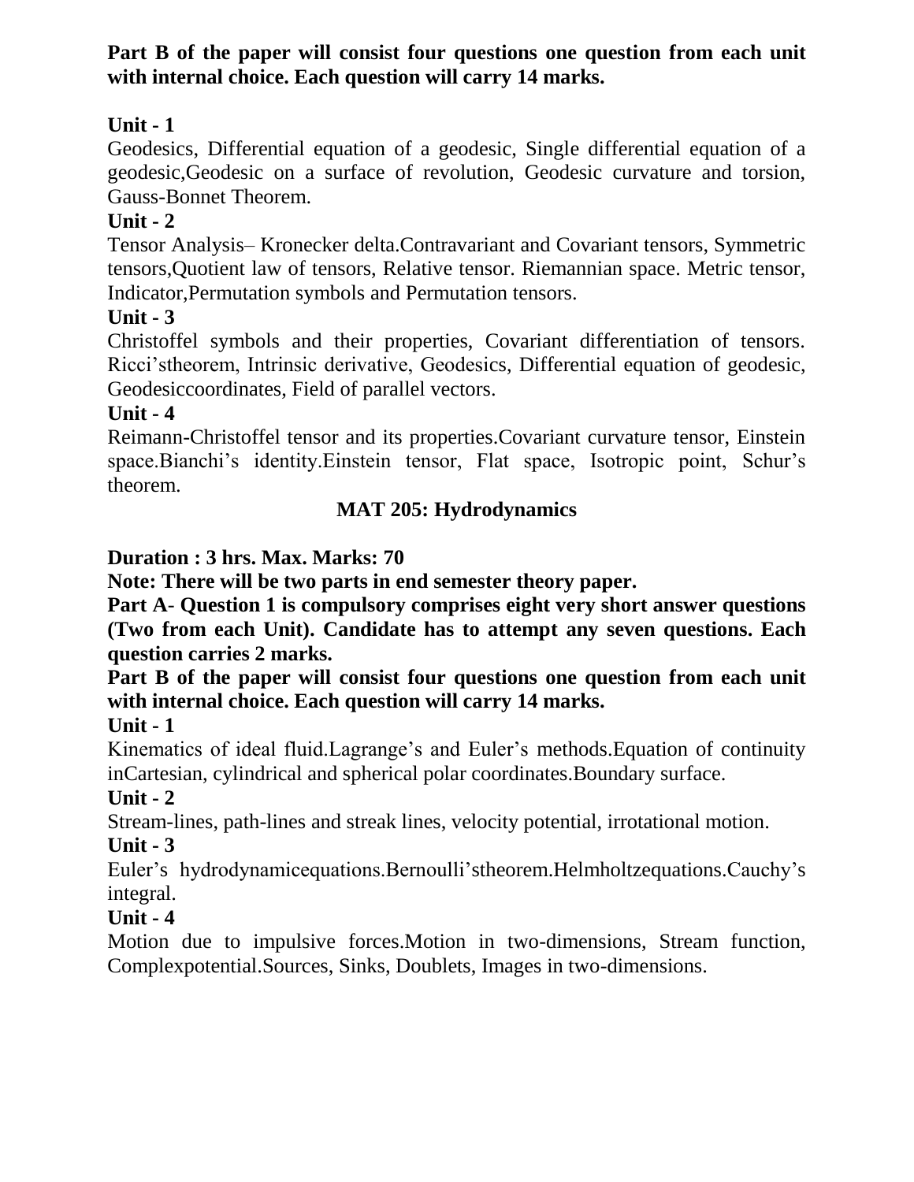**Part B of the paper will consist four questions one question from each unit with internal choice. Each question will carry 14 marks.**

**Unit - 1**

Geodesics, Differential equation of a geodesic, Single differential equation of a geodesic,Geodesic on a surface of revolution, Geodesic curvature and torsion, Gauss-Bonnet Theorem.

**Unit - 2**

Tensor Analysis– Kronecker delta.Contravariant and Covariant tensors, Symmetric tensors,Quotient law of tensors, Relative tensor. Riemannian space. Metric tensor, Indicator,Permutation symbols and Permutation tensors.

**Unit - 3**

Christoffel symbols and their properties, Covariant differentiation of tensors. Ricci'stheorem, Intrinsic derivative, Geodesics, Differential equation of geodesic, Geodesiccoordinates, Field of parallel vectors.

**Unit - 4**

Reimann-Christoffel tensor and its properties.Covariant curvature tensor, Einstein space.Bianchi's identity.Einstein tensor, Flat space, Isotropic point, Schur's theorem.

## MAT 205: Hydrodynamics

**Duration : 3 hrs. Max. Marks: 70**

**Note: There will be two parts in end semester theory paper.**

**Part A- Question 1 is compulsory comprises eight very short answer questions (Two from each Unit). Candidate has to attempt any seven questions. Each question carries 2 marks.**

**Part B of the paper will consist four questions one question from each unit with internal choice. Each question will carry 14 marks.**

**Unit - 1**

Kinematics of ideal fluid.Lagrange's and Euler's methods.Equation of continuity inCartesian, cylindrical and spherical polar coordinates.Boundary surface.

**Unit - 2**

Stream-lines, path-lines and streak lines, velocity potential, irrotational motion.

**Unit - 3**

Euler's hydrodynamicequations.Bernoulli'stheorem.Helmholtzequations.Cauchy's integral.

**Unit - 4**

Motion due to impulsive forces.Motion in two-dimensions, Stream function, Complexpotential.Sources, Sinks, Doublets, Images in two-dimensions.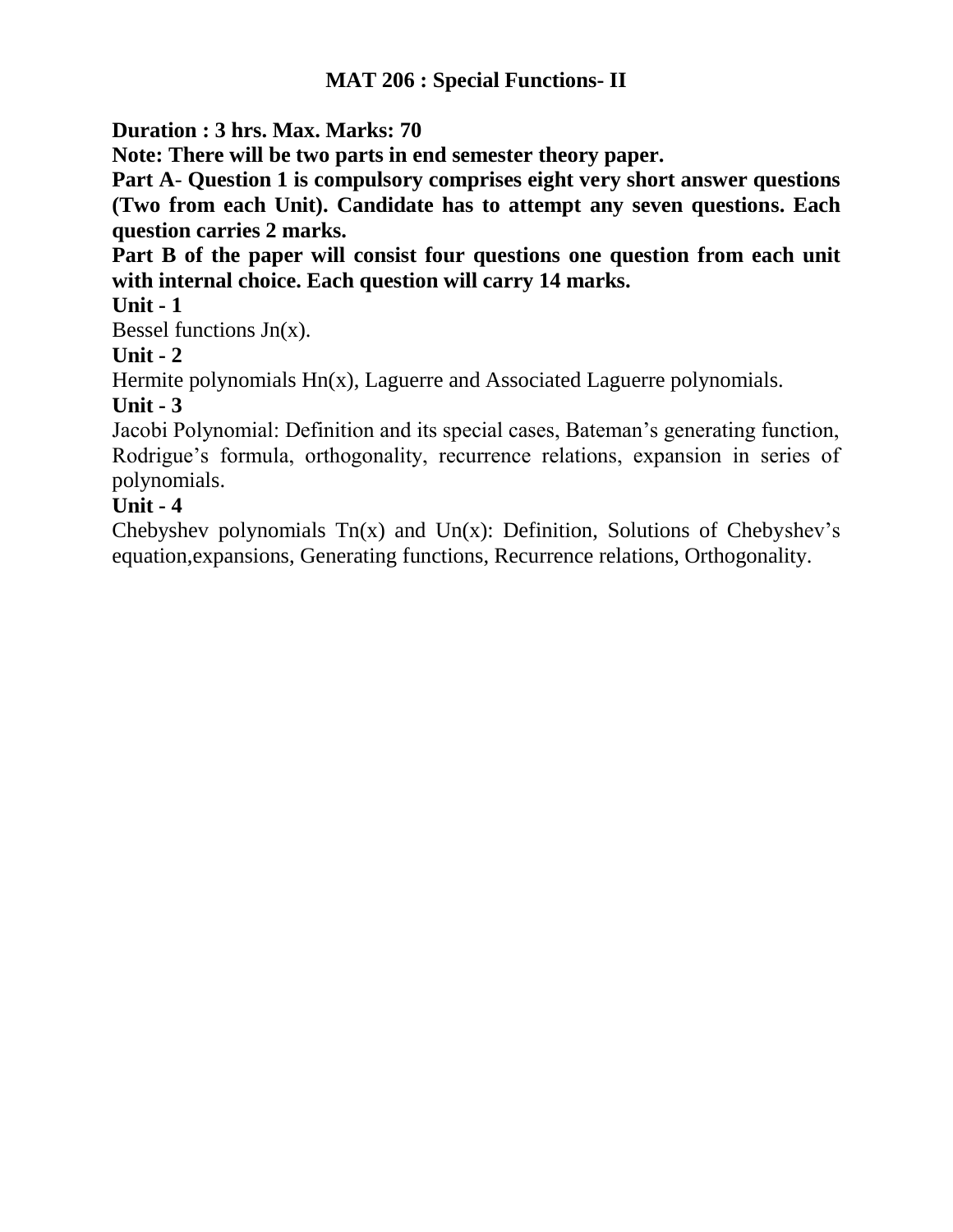# MAT 206 : Special Functions- II

**Duration : 3 hrs. Max. Marks: 70**

**Note: There will be two parts in end semester theory paper.**

**Part A- Question 1 is compulsory comprises eight very short answer questions (Two from each Unit). Candidate has to attempt any seven questions. Each question carries 2 marks.**

**Part B of the paper will consist four questions one question from each unit with internal choice. Each question will carry 14 marks.**

**Unit - 1**

Bessel functions $J_n(x)$.

**Unit - 2**

Hermite polynomials $H_n(x)$, Laguerre and Associated Laguerre polynomials.

**Unit - 3**

Jacobi Polynomial: Definition and its special cases, Bateman's generating function, Rodrigue's formula, orthogonality, recurrence relations, expansion in series of polynomials.

**Unit - 4**

Chebyshev polynomials $T_n(x)$ and $U_n(x)$: Definition, Solutions of Chebyshev's equation,expansions, Generating functions, Recurrence relations, Orthogonality.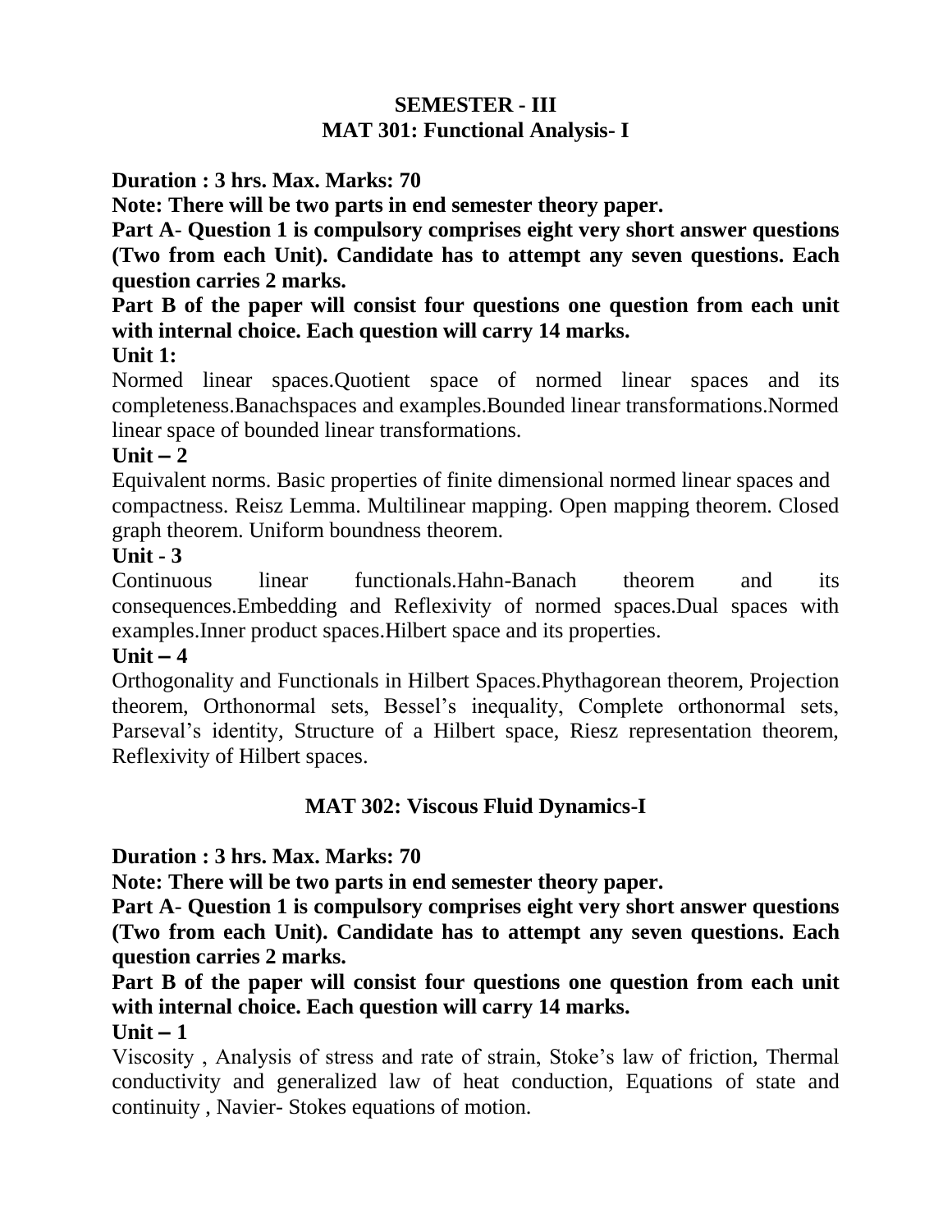## SEMESTER - III

## MAT 301: Functional Analysis- I

**Duration : 3 hrs. Max. Marks: 70**

**Note: There will be two parts in end semester theory paper.**

**Part A- Question 1 is compulsory comprises eight very short answer questions (Two from each Unit). Candidate has to attempt any seven questions. Each question carries 2 marks.**

**Part B of the paper will consist four questions one question from each unit with internal choice. Each question will carry 14 marks.**

**Unit 1:**

Normed linear spaces.Quotient space of normed linear spaces and its completeness.Banachspaces and examples.Bounded linear transformations.Normed linear space of bounded linear transformations.

**Unit – 2**

Equivalent norms. Basic properties of finite dimensional normed linear spaces and compactness. Reisz Lemma. Multilinear mapping. Open mapping theorem. Closed graph theorem. Uniform boundness theorem.

**Unit - 3**

Continuous linear functionals.Hahn-Banach theorem and its consequences.Embedding and Reflexivity of normed spaces.Dual spaces with examples.Inner product spaces.Hilbert space and its properties.

**Unit – 4**

Orthogonality and Functionals in Hilbert Spaces.Phythagorean theorem, Projection theorem, Orthonormal sets, Bessel's inequality, Complete orthonormal sets, Parseval's identity, Structure of a Hilbert space, Riesz representation theorem, Reflexivity of Hilbert spaces.

## MAT 302: Viscous Fluid Dynamics-I

**Duration : 3 hrs. Max. Marks: 70**

**Note: There will be two parts in end semester theory paper.**

**Part A- Question 1 is compulsory comprises eight very short answer questions (Two from each Unit). Candidate has to attempt any seven questions. Each question carries 2 marks.**

**Part B of the paper will consist four questions one question from each unit with internal choice. Each question will carry 14 marks.**

**Unit – 1**

Viscosity , Analysis of stress and rate of strain, Stoke's law of friction, Thermal conductivity and generalized law of heat conduction, Equations of state and continuity , Navier- Stokes equations of motion.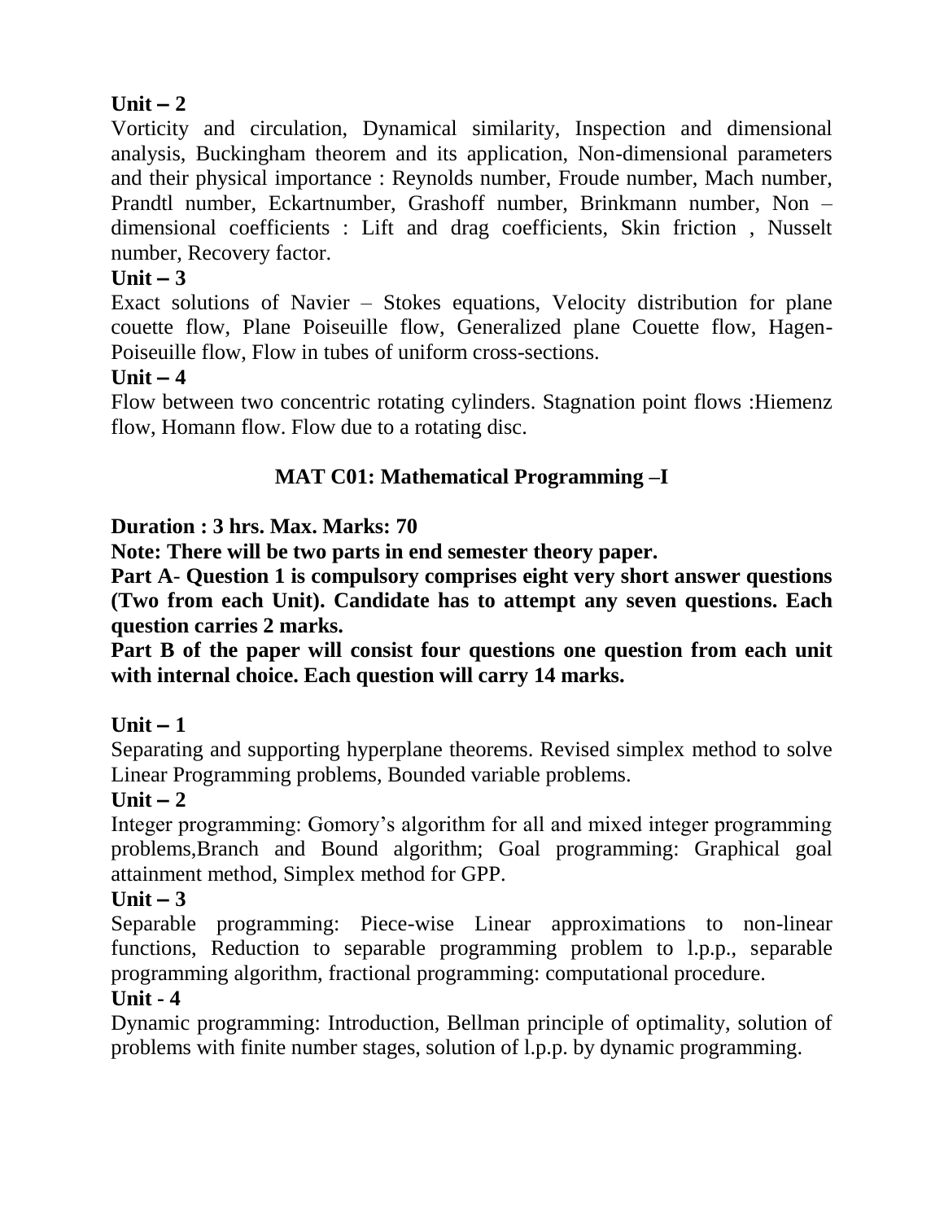**Unit – 2**

Vorticity and circulation, Dynamical similarity, Inspection and dimensional analysis, Buckingham theorem and its application, Non-dimensional parameters and their physical importance : Reynolds number, Froude number, Mach number, Prandtl number, Eckartnumber, Grashoff number, Brinkmann number, Non – dimensional coefficients : Lift and drag coefficients, Skin friction , Nusselt number, Recovery factor.

**Unit – 3**

Exact solutions of Navier – Stokes equations, Velocity distribution for plane couette flow, Plane Poiseuille flow, Generalized plane Couette flow, Hagen-Poiseuille flow, Flow in tubes of uniform cross-sections.

**Unit – 4**

Flow between two concentric rotating cylinders. Stagnation point flows :Hiemenz flow, Homann flow. Flow due to a rotating disc.

## MAT C01: Mathematical Programming –I

**Duration : 3 hrs. Max. Marks: 70**

**Note: There will be two parts in end semester theory paper.**

**Part A- Question 1 is compulsory comprises eight very short answer questions (Two from each Unit). Candidate has to attempt any seven questions. Each question carries 2 marks.**

**Part B of the paper will consist four questions one question from each unit with internal choice. Each question will carry 14 marks.**

**Unit – 1**

Separating and supporting hyperplane theorems. Revised simplex method to solve Linear Programming problems, Bounded variable problems.

**Unit – 2**

Integer programming: Gomory's algorithm for all and mixed integer programming problems,Branch and Bound algorithm; Goal programming: Graphical goal attainment method, Simplex method for GPP.

**Unit – 3**

Separable programming: Piece-wise Linear approximations to non-linear functions, Reduction to separable programming problem to l.p.p., separable programming algorithm, fractional programming: computational procedure.

**Unit - 4**

Dynamic programming: Introduction, Bellman principle of optimality, solution of problems with finite number stages, solution of l.p.p. by dynamic programming.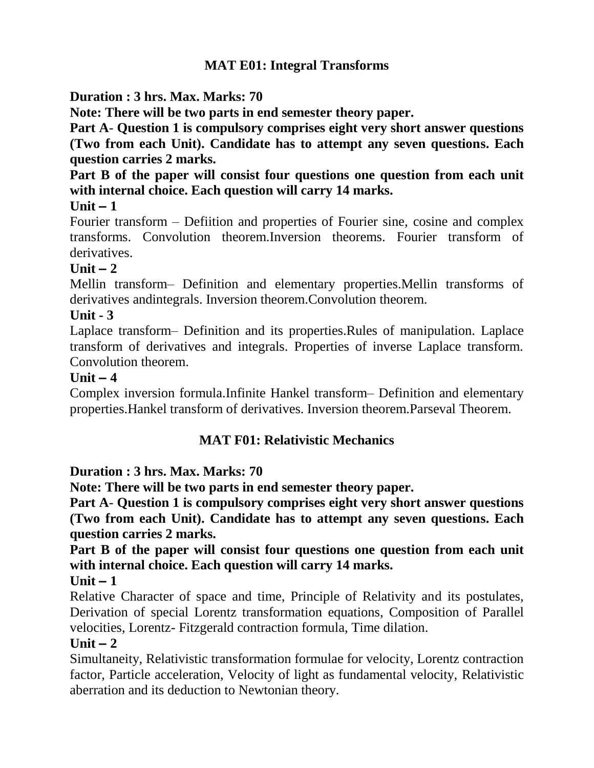## MAT E01: Integral Transforms

**Duration : 3 hrs. Max. Marks: 70**

**Note: There will be two parts in end semester theory paper.**

**Part A- Question 1 is compulsory comprises eight very short answer questions (Two from each Unit). Candidate has to attempt any seven questions. Each question carries 2 marks.**

**Part B of the paper will consist four questions one question from each unit with internal choice. Each question will carry 14 marks.**

**Unit – 1**

Fourier transform – Defiition and properties of Fourier sine, cosine and complex transforms. Convolution theorem.Inversion theorems. Fourier transform of derivatives.

**Unit – 2**

Mellin transform– Definition and elementary properties.Mellin transforms of derivatives andintegrals. Inversion theorem.Convolution theorem.

**Unit - 3**

Laplace transform– Definition and its properties.Rules of manipulation. Laplace transform of derivatives and integrals. Properties of inverse Laplace transform. Convolution theorem.

**Unit – 4**

Complex inversion formula.Infinite Hankel transform– Definition and elementary properties.Hankel transform of derivatives. Inversion theorem.Parseval Theorem.

## MAT F01: Relativistic Mechanics

**Duration : 3 hrs. Max. Marks: 70**

**Note: There will be two parts in end semester theory paper.**

**Part A- Question 1 is compulsory comprises eight very short answer questions (Two from each Unit). Candidate has to attempt any seven questions. Each question carries 2 marks.**

**Part B of the paper will consist four questions one question from each unit with internal choice. Each question will carry 14 marks.**

**Unit – 1**

Relative Character of space and time, Principle of Relativity and its postulates, Derivation of special Lorentz transformation equations, Composition of Parallel velocities, Lorentz- Fitzgerald contraction formula, Time dilation.

**Unit – 2**

Simultaneity, Relativistic transformation formulae for velocity, Lorentz contraction factor, Particle acceleration, Velocity of light as fundamental velocity, Relativistic aberration and its deduction to Newtonian theory.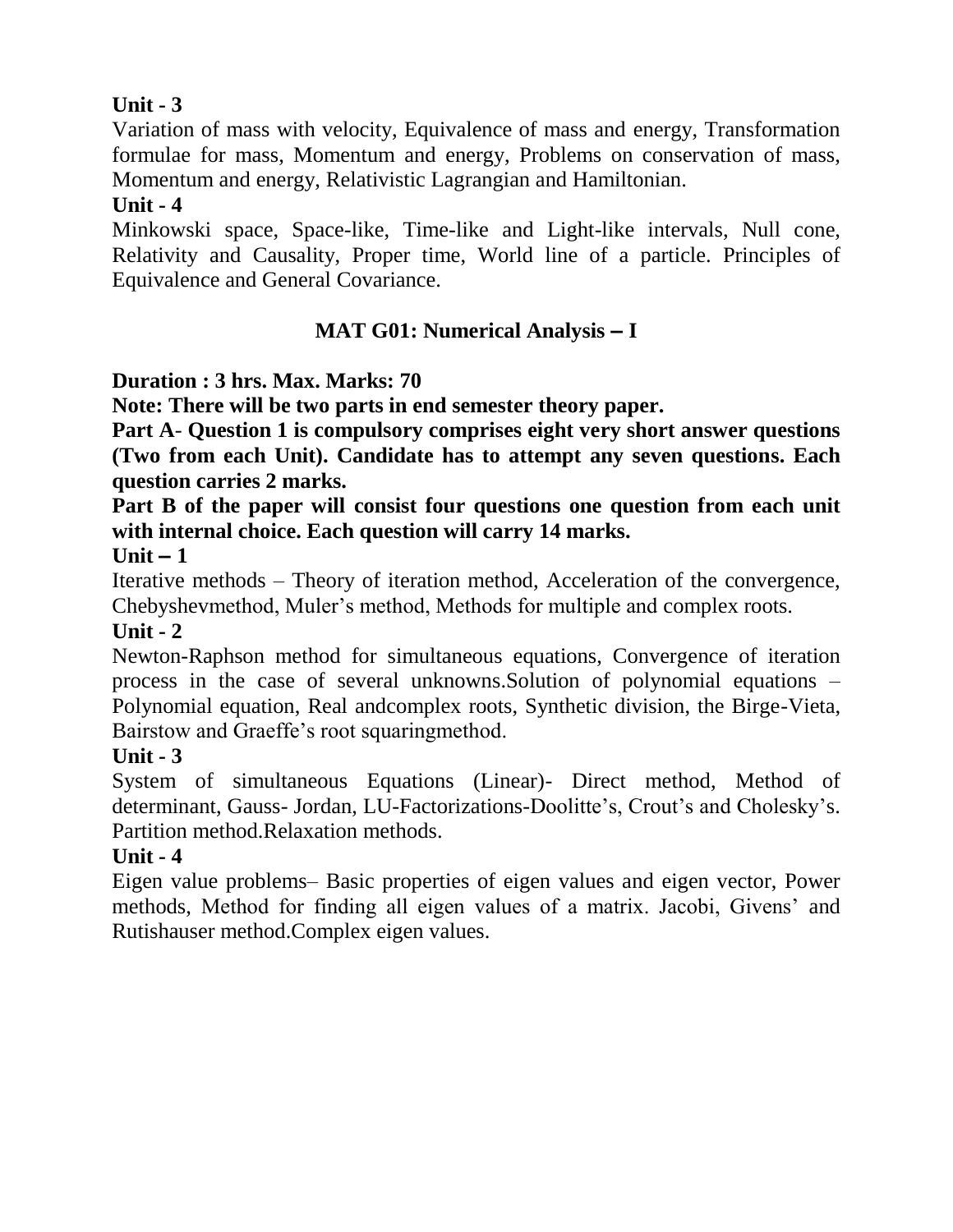**Unit - 3**

Variation of mass with velocity, Equivalence of mass and energy, Transformation formulae for mass, Momentum and energy, Problems on conservation of mass, Momentum and energy, Relativistic Lagrangian and Hamiltonian.

**Unit - 4**

Minkowski space, Space-like, Time-like and Light-like intervals, Null cone, Relativity and Causality, Proper time, World line of a particle. Principles of Equivalence and General Covariance.

## MAT G01: Numerical Analysis – I

**Duration : 3 hrs. Max. Marks: 70**

**Note: There will be two parts in end semester theory paper.**

**Part A- Question 1 is compulsory comprises eight very short answer questions (Two from each Unit). Candidate has to attempt any seven questions. Each question carries 2 marks.**

**Part B of the paper will consist four questions one question from each unit with internal choice. Each question will carry 14 marks.**

**Unit – 1**

Iterative methods – Theory of iteration method, Acceleration of the convergence, Chebyshevmethod, Muler's method, Methods for multiple and complex roots.

**Unit - 2**

Newton-Raphson method for simultaneous equations, Convergence of iteration process in the case of several unknowns.Solution of polynomial equations – Polynomial equation, Real andcomplex roots, Synthetic division, the Birge-Vieta, Bairstow and Graeffe's root squaringmethod.

**Unit - 3**

System of simultaneous Equations (Linear)- Direct method, Method of determinant, Gauss- Jordan, LU-Factorizations-Doolitte's, Crout's and Cholesky's. Partition method.Relaxation methods.

**Unit - 4**

Eigen value problems– Basic properties of eigen values and eigen vector, Power methods, Method for finding all eigen values of a matrix. Jacobi, Givens' and Rutishauser method.Complex eigen values.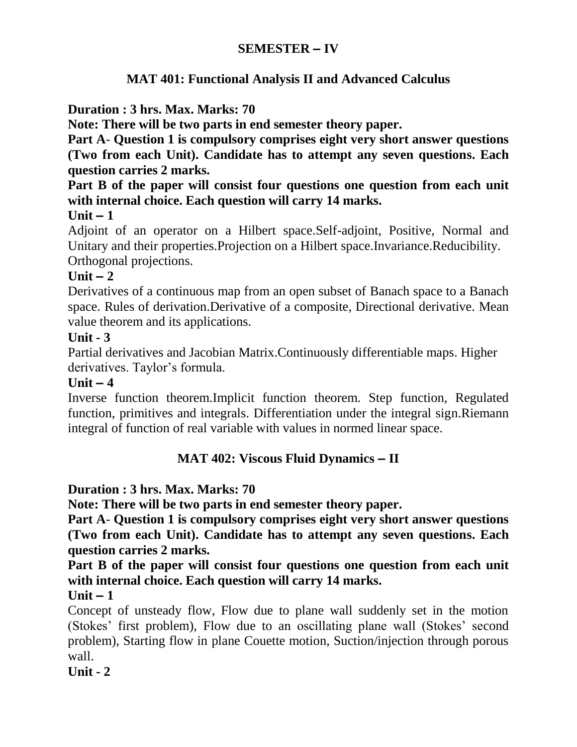## SEMESTER – IV

### MAT 401: Functional Analysis II and Advanced Calculus

**Duration : 3 hrs. Max. Marks: 70**

**Note: There will be two parts in end semester theory paper.**

**Part A- Question 1 is compulsory comprises eight very short answer questions (Two from each Unit). Candidate has to attempt any seven questions. Each question carries 2 marks.**

**Part B of the paper will consist four questions one question from each unit with internal choice. Each question will carry 14 marks.**

**Unit – 1**

Adjoint of an operator on a Hilbert space.Self-adjoint, Positive, Normal and Unitary and their properties.Projection on a Hilbert space.Invariance.Reducibility. Orthogonal projections.

**Unit – 2**

Derivatives of a continuous map from an open subset of Banach space to a Banach space. Rules of derivation.Derivative of a composite, Directional derivative. Mean value theorem and its applications.

**Unit - 3**

Partial derivatives and Jacobian Matrix.Continuously differentiable maps. Higher derivatives. Taylor's formula.

**Unit – 4**

Inverse function theorem.Implicit function theorem. Step function, Regulated function, primitives and integrals. Differentiation under the integral sign.Riemann integral of function of real variable with values in normed linear space.

### MAT 402: Viscous Fluid Dynamics – II

**Duration : 3 hrs. Max. Marks: 70**

**Note: There will be two parts in end semester theory paper.**

**Part A- Question 1 is compulsory comprises eight very short answer questions (Two from each Unit). Candidate has to attempt any seven questions. Each question carries 2 marks.**

**Part B of the paper will consist four questions one question from each unit with internal choice. Each question will carry 14 marks.**

**Unit – 1**

Concept of unsteady flow, Flow due to plane wall suddenly set in the motion (Stokes' first problem), Flow due to an oscillating plane wall (Stokes' second problem), Starting flow in plane Couette motion, Suction/injection through porous wall.

**Unit - 2**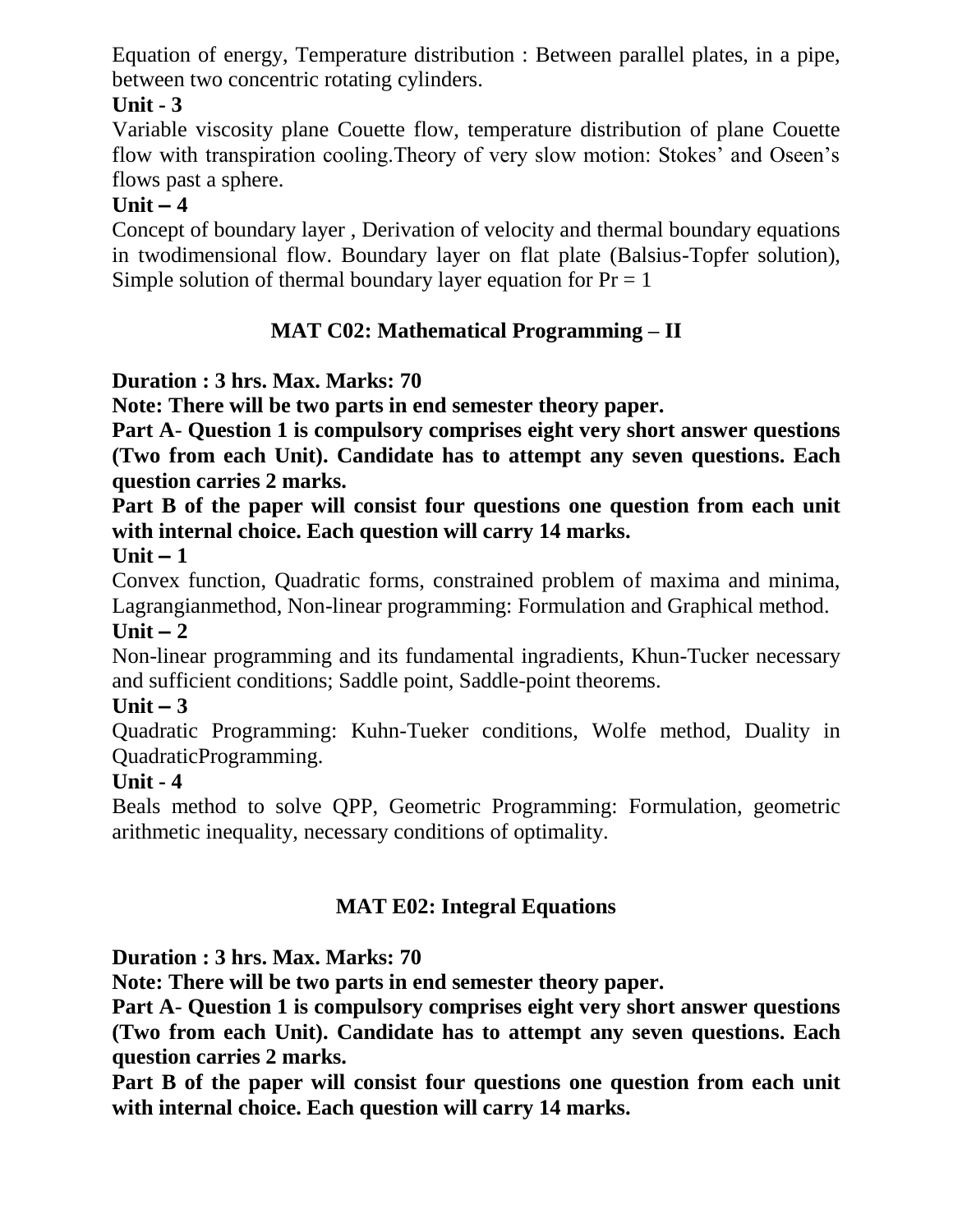Equation of energy, Temperature distribution : Between parallel plates, in a pipe, between two concentric rotating cylinders.

**Unit - 3**

Variable viscosity plane Couette flow, temperature distribution of plane Couette flow with transpiration cooling.Theory of very slow motion: Stokes' and Oseen's flows past a sphere.

**Unit – 4**

Concept of boundary layer , Derivation of velocity and thermal boundary equations in twodimensional flow. Boundary layer on flat plate (Balsius-Topfer solution), Simple solution of thermal boundary layer equation for Pr = 1

## MAT C02: Mathematical Programming – II

**Duration : 3 hrs. Max. Marks: 70**

**Note: There will be two parts in end semester theory paper.**

**Part A- Question 1 is compulsory comprises eight very short answer questions (Two from each Unit). Candidate has to attempt any seven questions. Each question carries 2 marks.**

**Part B of the paper will consist four questions one question from each unit with internal choice. Each question will carry 14 marks.**

**Unit – 1**

Convex function, Quadratic forms, constrained problem of maxima and minima, Lagrangianmethod, Non-linear programming: Formulation and Graphical method.

**Unit – 2**

Non-linear programming and its fundamental ingradients, Khun-Tucker necessary and sufficient conditions; Saddle point, Saddle-point theorems.

**Unit – 3**

Quadratic Programming: Kuhn-Tueker conditions, Wolfe method, Duality in QuadraticProgramming.

**Unit - 4**

Beals method to solve QPP, Geometric Programming: Formulation, geometric arithmetic inequality, necessary conditions of optimality.

## MAT E02: Integral Equations

**Duration : 3 hrs. Max. Marks: 70**

**Note: There will be two parts in end semester theory paper.**

**Part A- Question 1 is compulsory comprises eight very short answer questions (Two from each Unit). Candidate has to attempt any seven questions. Each question carries 2 marks.**

**Part B of the paper will consist four questions one question from each unit with internal choice. Each question will carry 14 marks.**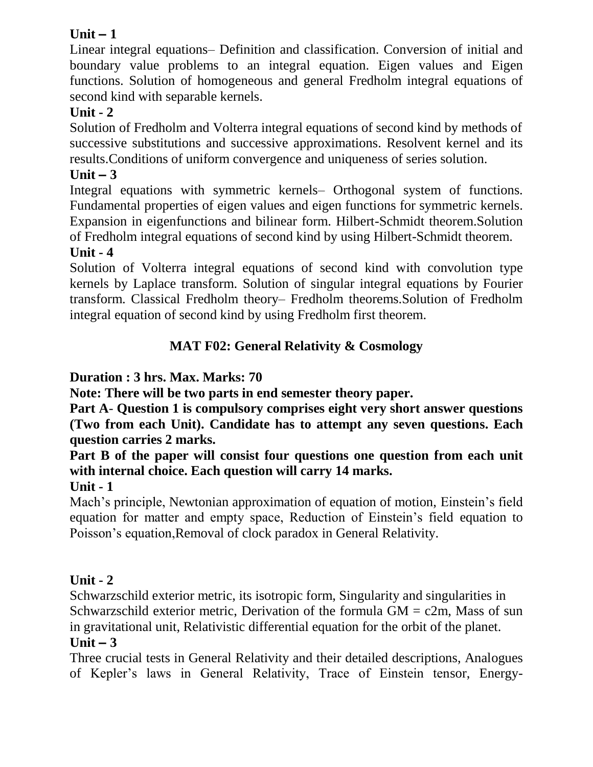**Unit – 1**

Linear integral equations– Definition and classification. Conversion of initial and boundary value problems to an integral equation. Eigen values and Eigen functions. Solution of homogeneous and general Fredholm integral equations of second kind with separable kernels.

**Unit - 2**

Solution of Fredholm and Volterra integral equations of second kind by methods of successive substitutions and successive approximations. Resolvent kernel and its results.Conditions of uniform convergence and uniqueness of series solution.

**Unit – 3**

Integral equations with symmetric kernels– Orthogonal system of functions. Fundamental properties of eigen values and eigen functions for symmetric kernels. Expansion in eigenfunctions and bilinear form. Hilbert-Schmidt theorem.Solution of Fredholm integral equations of second kind by using Hilbert-Schmidt theorem.

**Unit - 4**

Solution of Volterra integral equations of second kind with convolution type kernels by Laplace transform. Solution of singular integral equations by Fourier transform. Classical Fredholm theory– Fredholm theorems.Solution of Fredholm integral equation of second kind by using Fredholm first theorem.

## MAT F02: General Relativity & Cosmology

**Duration : 3 hrs. Max. Marks: 70**

**Note: There will be two parts in end semester theory paper.**

**Part A- Question 1 is compulsory comprises eight very short answer questions (Two from each Unit). Candidate has to attempt any seven questions. Each question carries 2 marks.**

**Part B of the paper will consist four questions one question from each unit with internal choice. Each question will carry 14 marks.**

**Unit - 1**

Mach's principle, Newtonian approximation of equation of motion, Einstein's field equation for matter and empty space, Reduction of Einstein's field equation to Poisson's equation,Removal of clock paradox in General Relativity.

**Unit - 2**

Schwarzschild exterior metric, its isotropic form, Singularity and singularities in Schwarzschild exterior metric, Derivation of the formula GM = c2m, Mass of sun in gravitational unit, Relativistic differential equation for the orbit of the planet.

**Unit – 3**

Three crucial tests in General Relativity and their detailed descriptions, Analogues of Kepler's laws in General Relativity, Trace of Einstein tensor, Energy-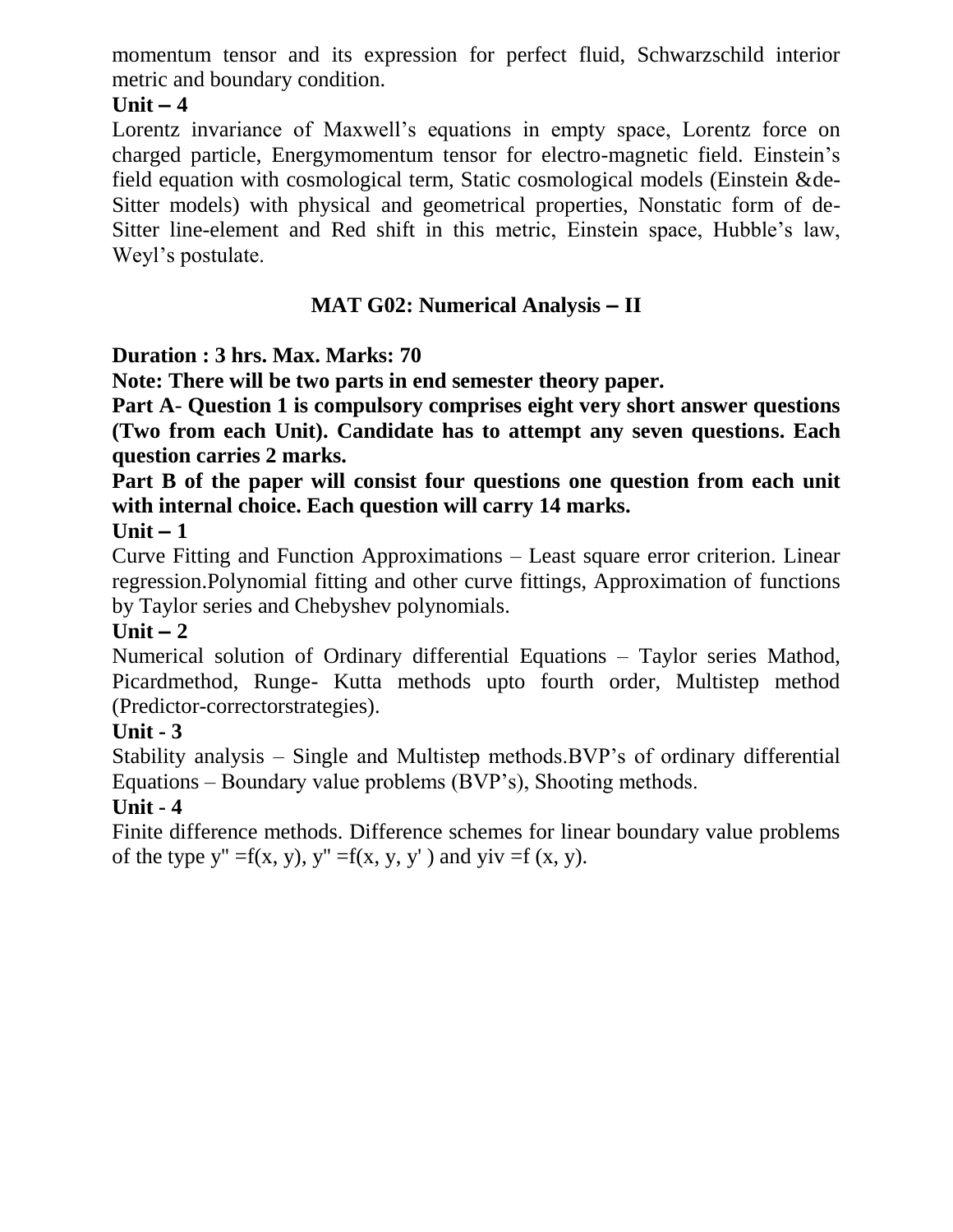momentum tensor and its expression for perfect fluid, Schwarzschild interior metric and boundary condition.

**Unit – 4**

Lorentz invariance of Maxwell's equations in empty space, Lorentz force on charged particle, Energymomentum tensor for electro-magnetic field. Einstein's field equation with cosmological term, Static cosmological models (Einstein &de-Sitter models) with physical and geometrical properties, Nonstatic form of de-Sitter line-element and Red shift in this metric, Einstein space, Hubble's law, Weyl's postulate.

## MAT G02: Numerical Analysis – II

**Duration : 3 hrs. Max. Marks: 70**

**Note: There will be two parts in end semester theory paper.**

**Part A- Question 1 is compulsory comprises eight very short answer questions (Two from each Unit). Candidate has to attempt any seven questions. Each question carries 2 marks.**

**Part B of the paper will consist four questions one question from each unit with internal choice. Each question will carry 14 marks.**

**Unit – 1**

Curve Fitting and Function Approximations – Least square error criterion. Linear regression.Polynomial fitting and other curve fittings, Approximation of functions by Taylor series and Chebyshev polynomials.

**Unit – 2**

Numerical solution of Ordinary differential Equations – Taylor series Mathod, Picardmethod, Runge- Kutta methods upto fourth order, Multistep method (Predictor-correctorstrategies).

**Unit - 3**

Stability analysis – Single and Multistep methods.BVP's of ordinary differential Equations – Boundary value problems (BVP's), Shooting methods.

**Unit - 4**

Finite difference methods. Difference schemes for linear boundary value problems of the type $y'' = f(x, y)$, $y'' = f(x, y, y')$ and $y^{iv} = f(x, y)$.